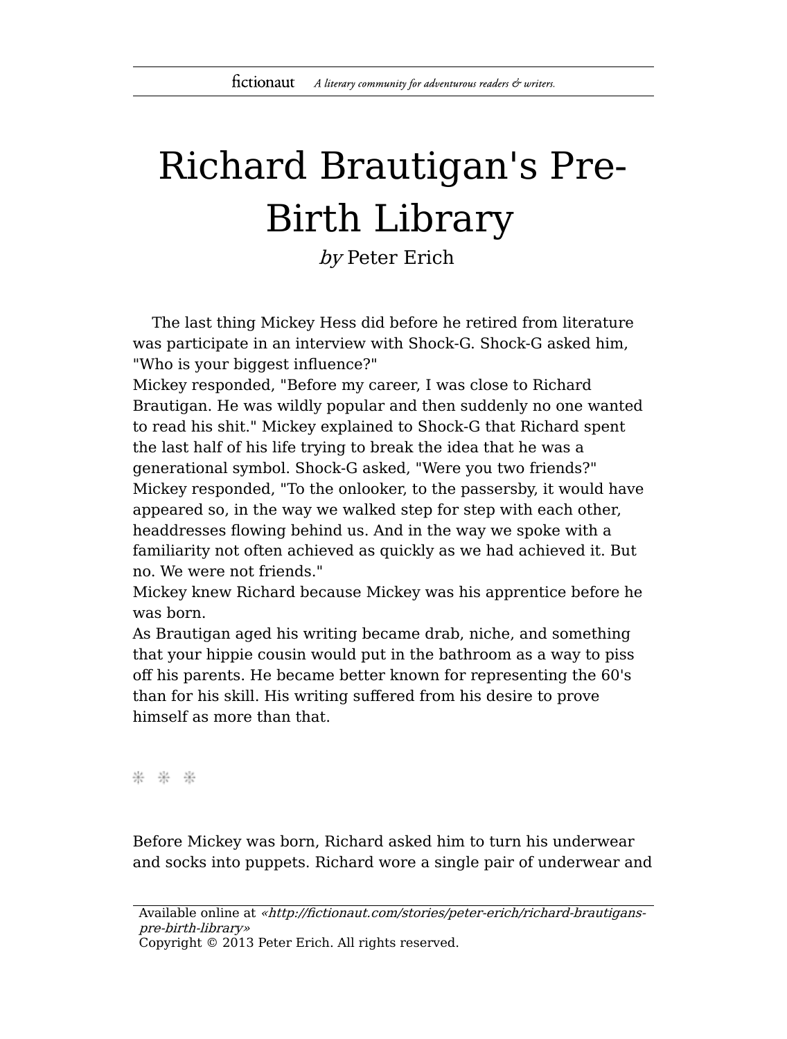# Richard Brautigan's Pre-Birth Library

*by* Peter Erich

The last thing Mickey Hess did before he retired from literature was participate in an interview with Shock-G. Shock-G asked him, "Who is your biggest influence?"

Mickey responded, "Before my career, I was close to Richard Brautigan. He was wildly popular and then suddenly no one wanted to read his shit." Mickey explained to Shock-G that Richard spent the last half of his life trying to break the idea that he was a generational symbol. Shock-G asked, "Were you two friends?"

Mickey responded, "To the onlooker, to the passersby, it would have appeared so, in the way we walked step for step with each other, headdresses flowing behind us. And in the way we spoke with a familiarity not often achieved as quickly as we had achieved it. But no. We were not friends."

Mickey knew Richard because Mickey was his apprentice before he was born.

As Brautigan aged his writing became drab, niche, and something that your hippie cousin would put in the bathroom as a way to piss off his parents. He became better known for representing the 60's than for his skill. His writing suffered from his desire to prove himself as more than that.

❊ ❊ ❊

Before Mickey was born, Richard asked him to turn his underwear and socks into puppets. Richard wore a single pair of underwear and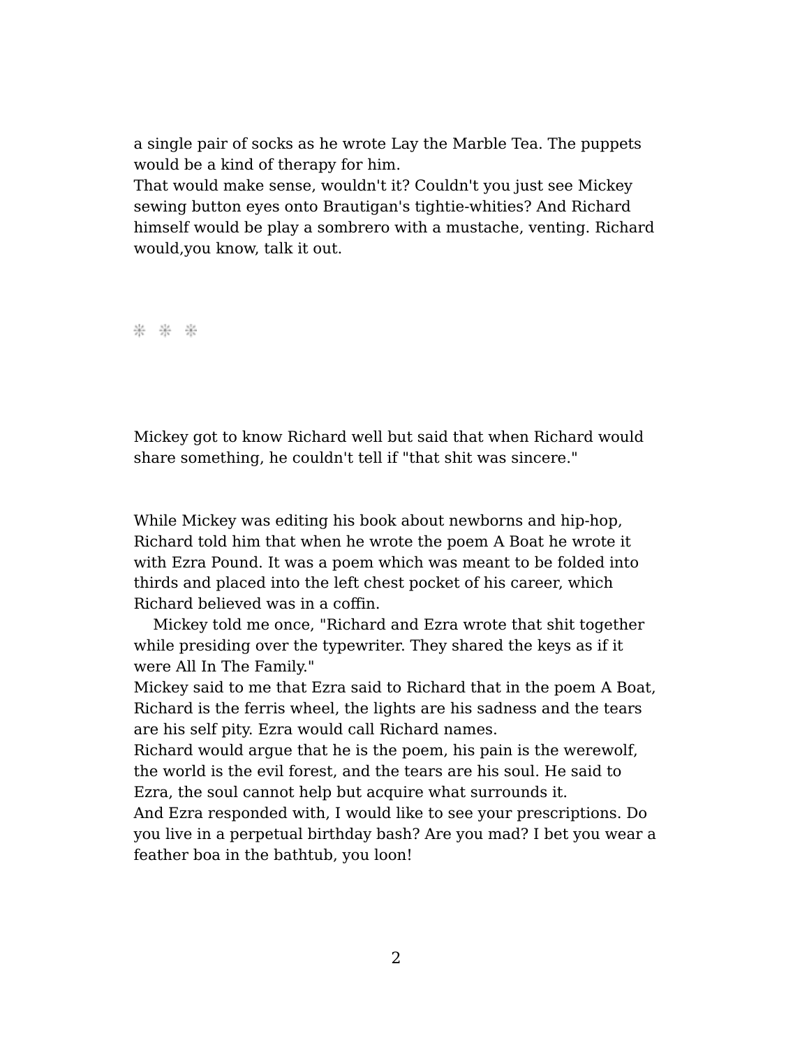a single pair of socks as he wrote Lay the Marble Tea. The puppets would be a kind of therapy for him.

That would make sense, wouldn't it? Couldn't you just see Mickey sewing button eyes onto Brautigan's tightie-whities? And Richard himself would be play a sombrero with a mustache, venting. Richard would,you know, talk it out.

❊ ❊ ❊

Mickey got to know Richard well but said that when Richard would share something, he couldn't tell if "that shit was sincere."

While Mickey was editing his book about newborns and hip-hop, Richard told him that when he wrote the poem A Boat he wrote it with Ezra Pound. It was a poem which was meant to be folded into thirds and placed into the left chest pocket of his career, which Richard believed was in a coffin.

Mickey told me once, "Richard and Ezra wrote that shit together while presiding over the typewriter. They shared the keys as if it were All In The Family."

Mickey said to me that Ezra said to Richard that in the poem A Boat, Richard is the ferris wheel, the lights are his sadness and the tears are his self pity. Ezra would call Richard names.

Richard would argue that he is the poem, his pain is the werewolf, the world is the evil forest, and the tears are his soul. He said to Ezra, the soul cannot help but acquire what surrounds it.

And Ezra responded with, I would like to see your prescriptions. Do you live in a perpetual birthday bash? Are you mad? I bet you wear a feather boa in the bathtub, you loon!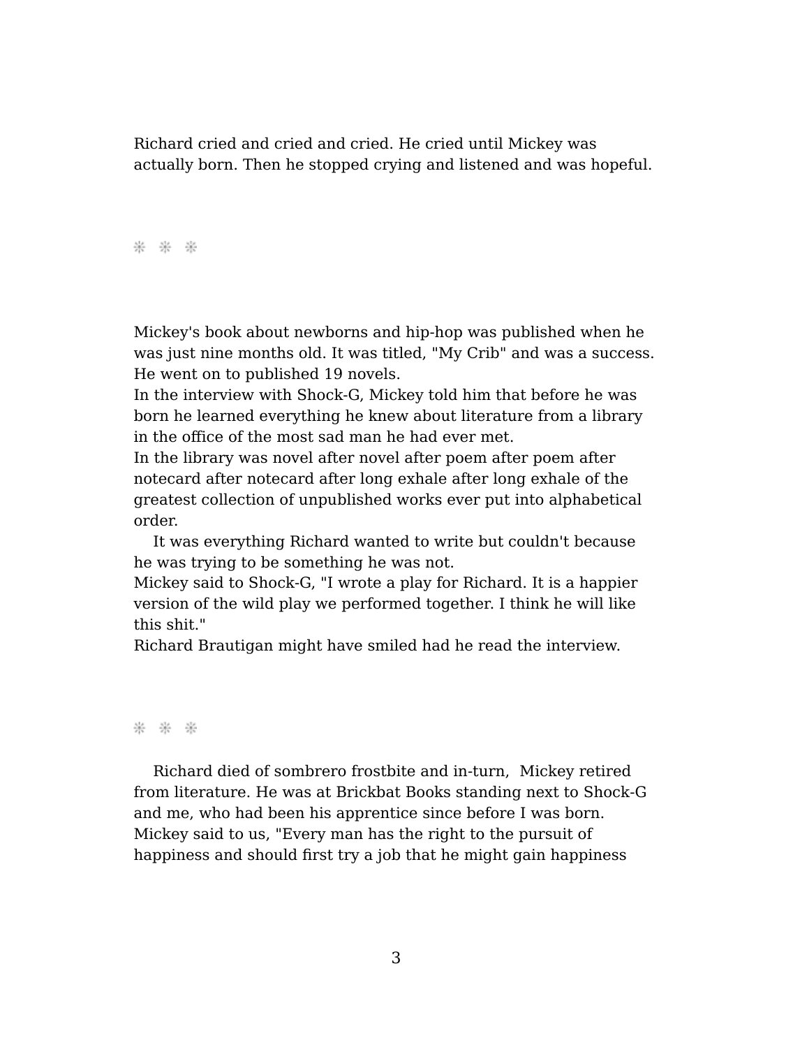Richard cried and cried and cried. He cried until Mickey was actually born. Then he stopped crying and listened and was hopeful.

❊ ❊ ❊

Mickey's book about newborns and hip-hop was published when he was just nine months old. It was titled, "My Crib" and was a success. He went on to published 19 novels.

In the interview with Shock-G, Mickey told him that before he was born he learned everything he knew about literature from a library in the office of the most sad man he had ever met.

In the library was novel after novel after poem after poem after notecard after notecard after long exhale after long exhale of the greatest collection of unpublished works ever put into alphabetical order.

It was everything Richard wanted to write but couldn't because he was trying to be something he was not.

Mickey said to Shock-G, "I wrote a play for Richard. It is a happier version of the wild play we performed together. I think he will like this shit."

Richard Brautigan might have smiled had he read the interview.

❊ ❊ ❊

Richard died of sombrero frostbite and in-turn, Mickey retired from literature. He was at Brickbat Books standing next to Shock-G and me, who had been his apprentice since before I was born. Mickey said to us, "Every man has the right to the pursuit of happiness and should first try a job that he might gain happiness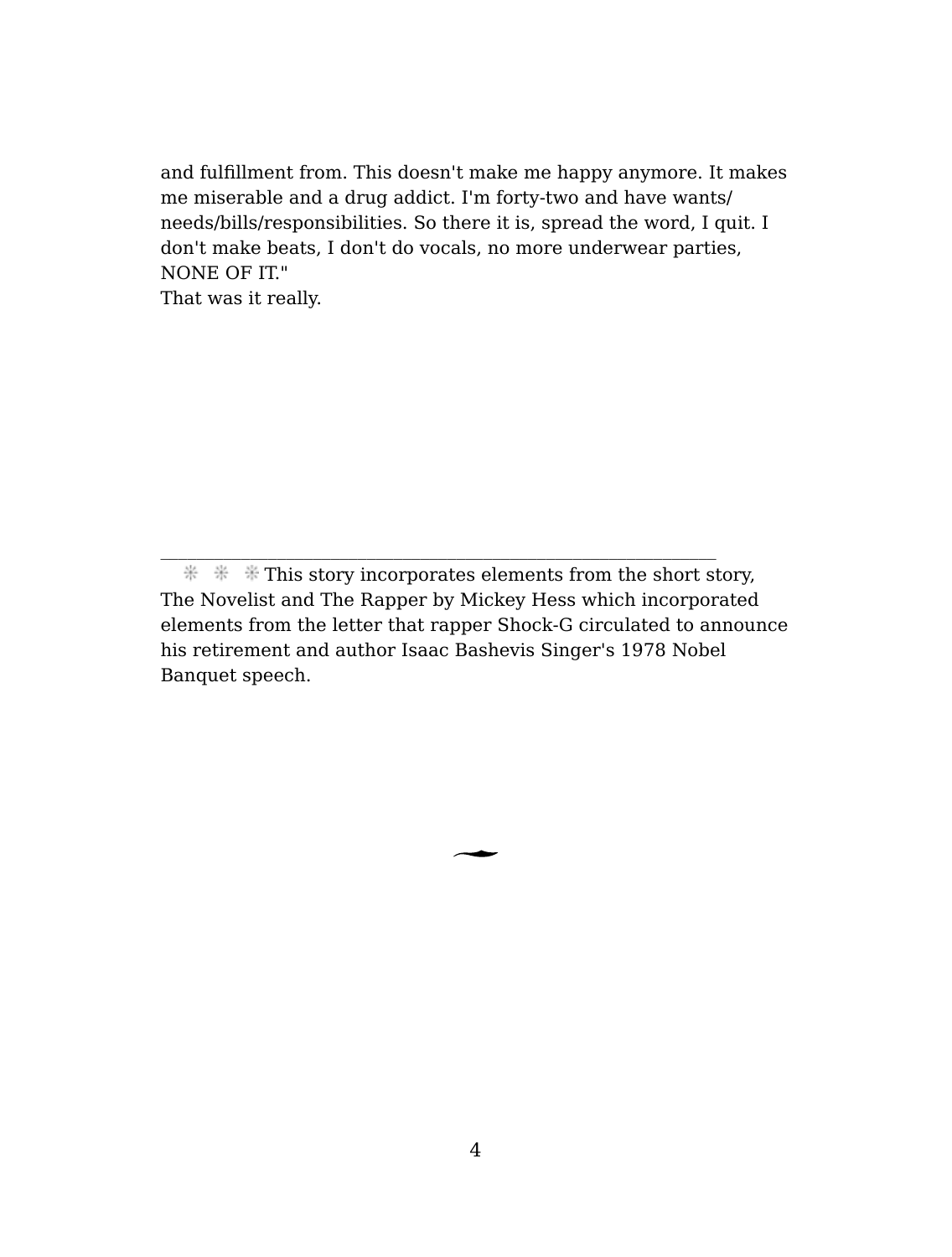and fulfillment from. This doesn't make me happy anymore. It makes me miserable and a drug addict. I'm forty-two and have wants/ needs/bills/responsibilities. So there it is, spread the word, I quit. I don't make beats, I don't do vocals, no more underwear parties, NONE OF IT."

That was it really.

---

❈ ❈ ❈ This story incorporates elements from the short story, The Novelist and The Rapper by Mickey Hess which incorporated elements from the letter that rapper Shock-G circulated to announce his retirement and author Isaac Bashevis Singer's 1978 Nobel Banquet speech.